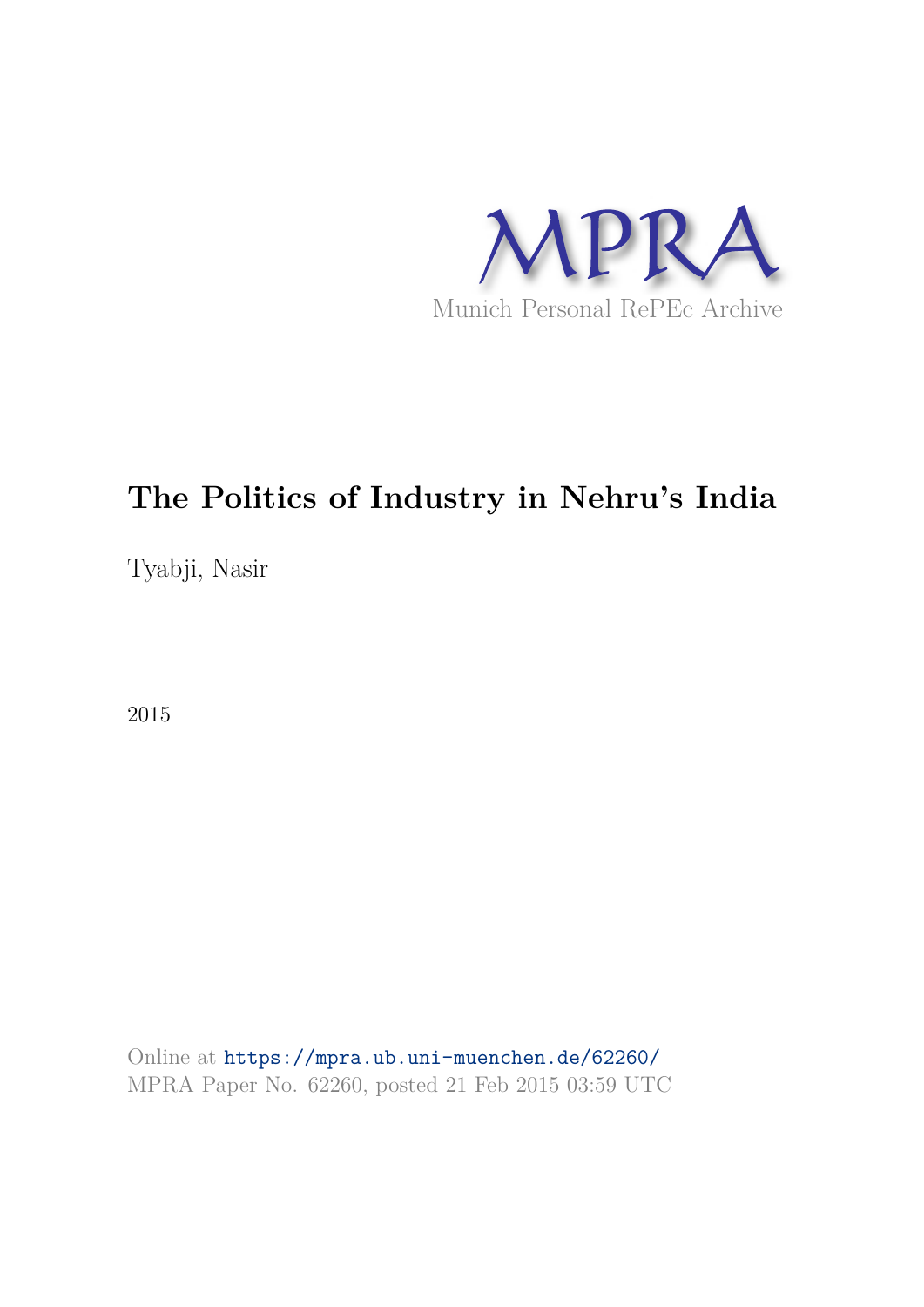MPRA

Munich Personal RePEc Archive

# The Politics of Industry in Nehru's India

Tyabji, Nasir

2015

Online at https://mpra.ub.uni-muenchen.de/62260/
MPRA Paper No. 62260, posted 21 Feb 2015 03:59 UTC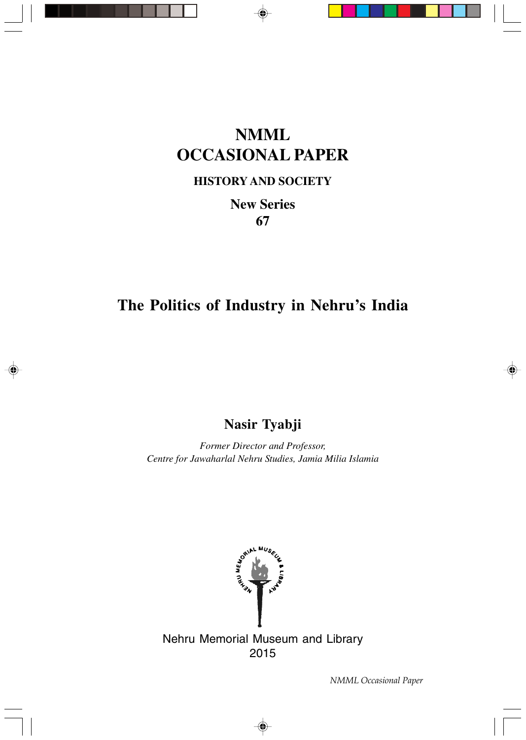# NMML OCCASIONAL PAPER

## HISTORY AND SOCIETY

**New Series**
**67**

# The Politics of Industry in Nehru's India

**Nasir Tyabji**

*Former Director and Professor,*
*Centre for Jawaharlal Nehru Studies, Jamia Milia Islamia*

Nehru Memorial Museum and Library
2015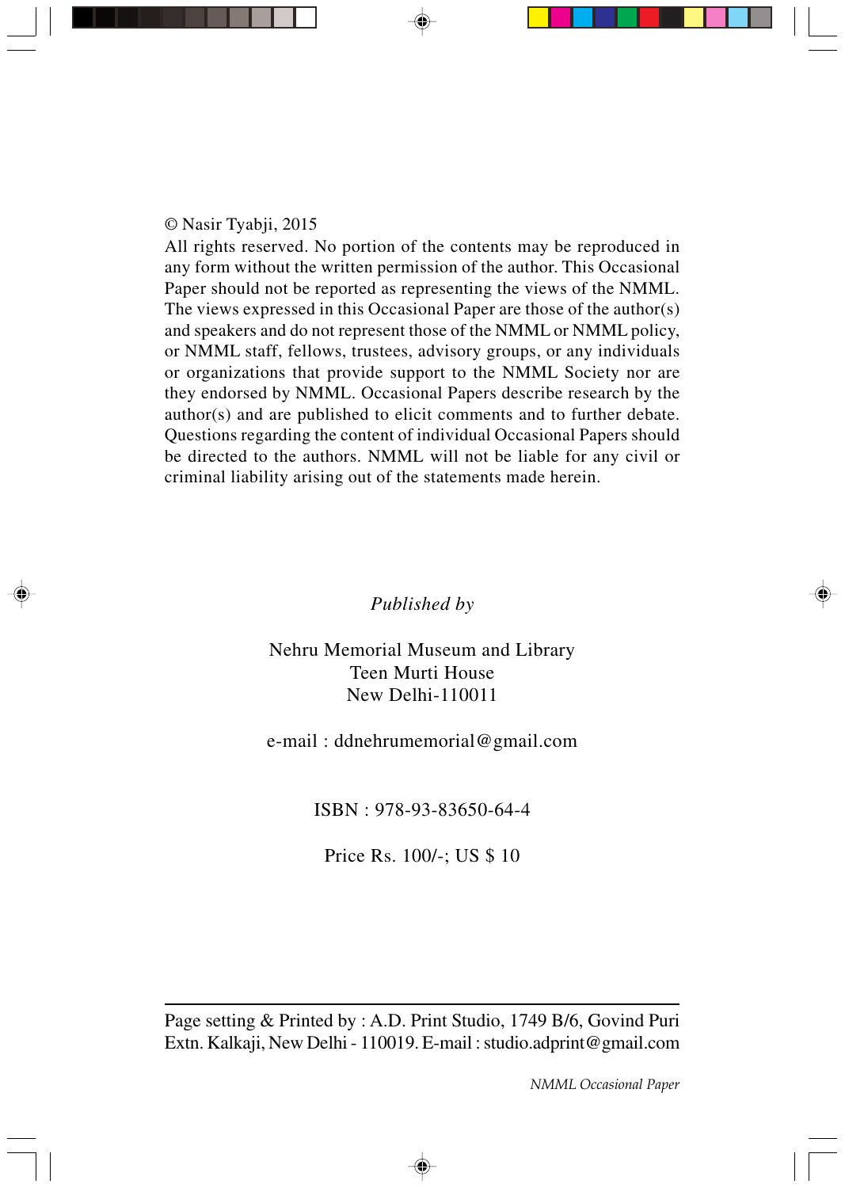© Nasir Tyabji, 2015

All rights reserved. No portion of the contents may be reproduced in any form without the written permission of the author. This Occasional Paper should not be reported as representing the views of the NMML. The views expressed in this Occasional Paper are those of the author(s) and speakers and do not represent those of the NMML or NMML policy, or NMML staff, fellows, trustees, advisory groups, or any individuals or organizations that provide support to the NMML Society nor are they endorsed by NMML. Occasional Papers describe research by the author(s) and are published to elicit comments and to further debate. Questions regarding the content of individual Occasional Papers should be directed to the authors. NMML will not be liable for any civil or criminal liability arising out of the statements made herein.

*Published by*

Nehru Memorial Museum and Library
Teen Murti House
New Delhi-110011

e-mail : ddnehrumemorial@gmail.com

ISBN : 978-93-83650-64-4

Price Rs. 100/-; US $ 10

---

Page setting & Printed by : A.D. Print Studio, 1749 B/6, Govind Puri Extn. Kalkaji, New Delhi - 110019. E-mail : studio.adprint@gmail.com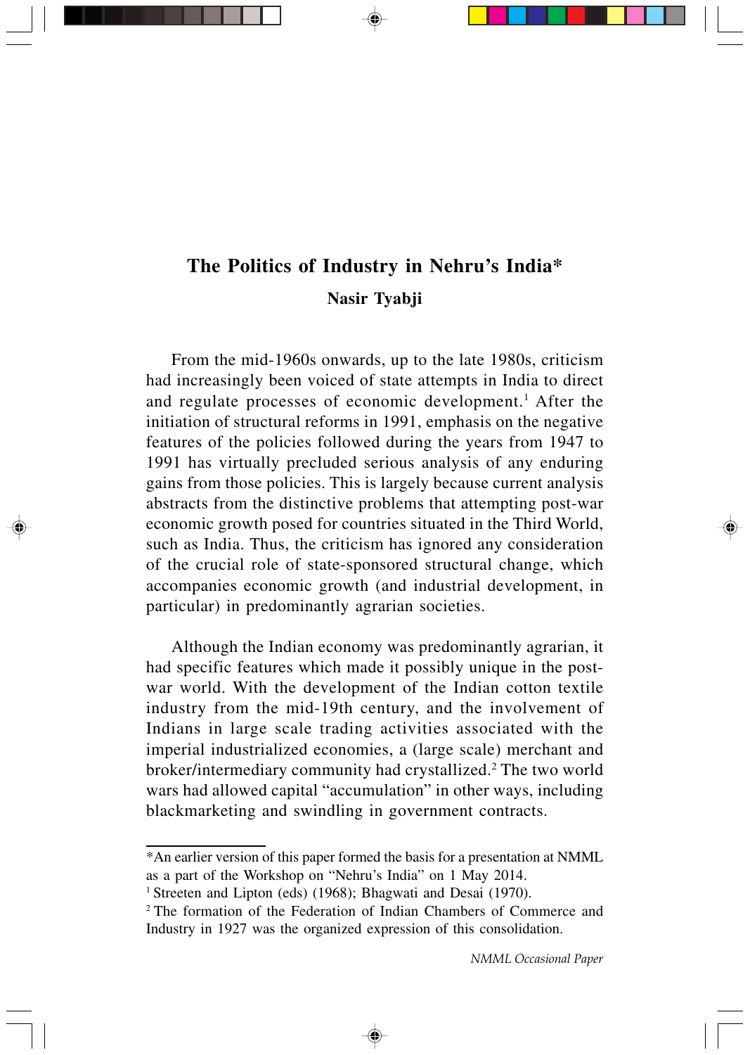# The Politics of Industry in Nehru's India*

**Nasir Tyabji**

From the mid-1960s onwards, up to the late 1980s, criticism had increasingly been voiced of state attempts in India to direct and regulate processes of economic development.[1] After the initiation of structural reforms in 1991, emphasis on the negative features of the policies followed during the years from 1947 to 1991 has virtually precluded serious analysis of any enduring gains from those policies. This is largely because current analysis abstracts from the distinctive problems that attempting post-war economic growth posed for countries situated in the Third World, such as India. Thus, the criticism has ignored any consideration of the crucial role of state-sponsored structural change, which accompanies economic growth (and industrial development, in particular) in predominantly agrarian societies.

Although the Indian economy was predominantly agrarian, it had specific features which made it possibly unique in the post-war world. With the development of the Indian cotton textile industry from the mid-19th century, and the involvement of Indians in large scale trading activities associated with the imperial industrialized economies, a (large scale) merchant and broker/intermediary community had crystallized.[2] The two world wars had allowed capital "accumulation" in other ways, including blackmarketing and swindling in government contracts.

---

*An earlier version of this paper formed the basis for a presentation at NMML as a part of the Workshop on "Nehru's India" on 1 May 2014.

[1] Streeten and Lipton (eds) (1968); Bhagwati and Desai (1970).

[2] The formation of the Federation of Indian Chambers of Commerce and Industry in 1927 was the organized expression of this consolidation.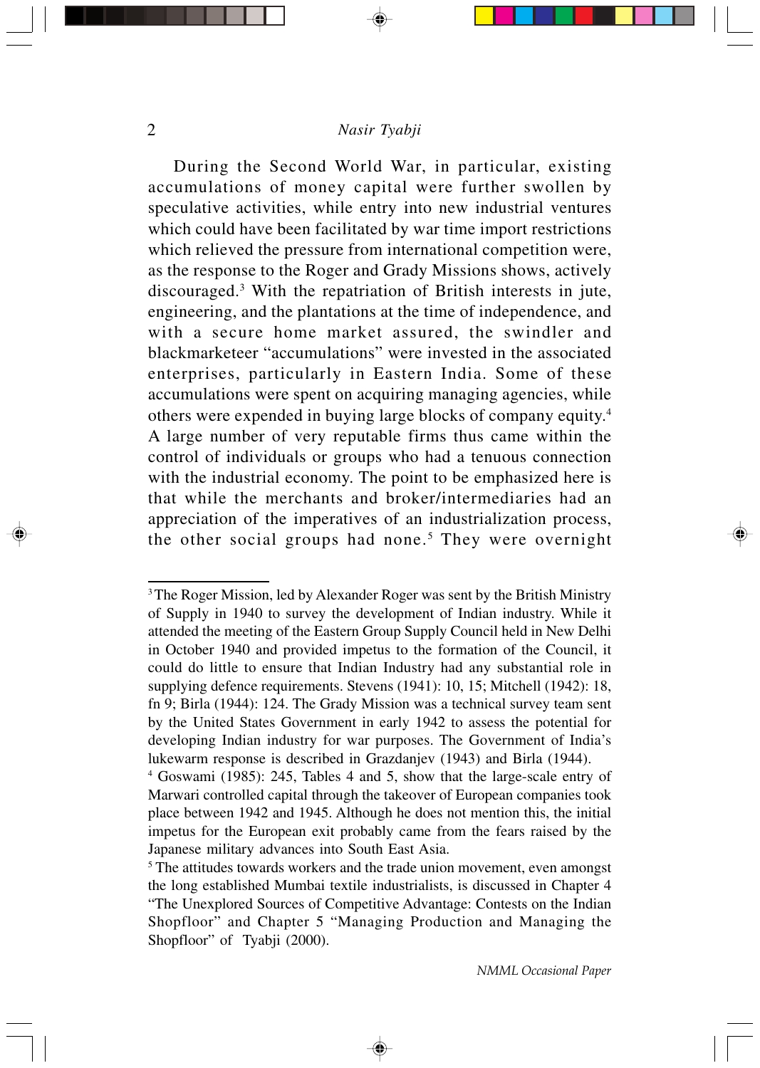During the Second World War, in particular, existing accumulations of money capital were further swollen by speculative activities, while entry into new industrial ventures which could have been facilitated by war time import restrictions which relieved the pressure from international competition were, as the response to the Roger and Grady Missions shows, actively discouraged.[3] With the repatriation of British interests in jute, engineering, and the plantations at the time of independence, and with a secure home market assured, the swindler and blackmarketeer "accumulations" were invested in the associated enterprises, particularly in Eastern India. Some of these accumulations were spent on acquiring managing agencies, while others were expended in buying large blocks of company equity.[4] A large number of very reputable firms thus came within the control of individuals or groups who had a tenuous connection with the industrial economy. The point to be emphasized here is that while the merchants and broker/intermediaries had an appreciation of the imperatives of an industrialization process, the other social groups had none.[5] They were overnight

---

[3] The Roger Mission, led by Alexander Roger was sent by the British Ministry of Supply in 1940 to survey the development of Indian industry. While it attended the meeting of the Eastern Group Supply Council held in New Delhi in October 1940 and provided impetus to the formation of the Council, it could do little to ensure that Indian Industry had any substantial role in supplying defence requirements. Stevens (1941): 10, 15; Mitchell (1942): 18, fn 9; Birla (1944): 124. The Grady Mission was a technical survey team sent by the United States Government in early 1942 to assess the potential for developing Indian industry for war purposes. The Government of India's lukewarm response is described in Grazdanjev (1943) and Birla (1944).

[4] Goswami (1985): 245, Tables 4 and 5, show that the large-scale entry of Marwari controlled capital through the takeover of European companies took place between 1942 and 1945. Although he does not mention this, the initial impetus for the European exit probably came from the fears raised by the Japanese military advances into South East Asia.

[5] The attitudes towards workers and the trade union movement, even amongst the long established Mumbai textile industrialists, is discussed in Chapter 4 "The Unexplored Sources of Competitive Advantage: Contests on the Indian Shopfloor" and Chapter 5 "Managing Production and Managing the Shopfloor" of Tyabji (2000).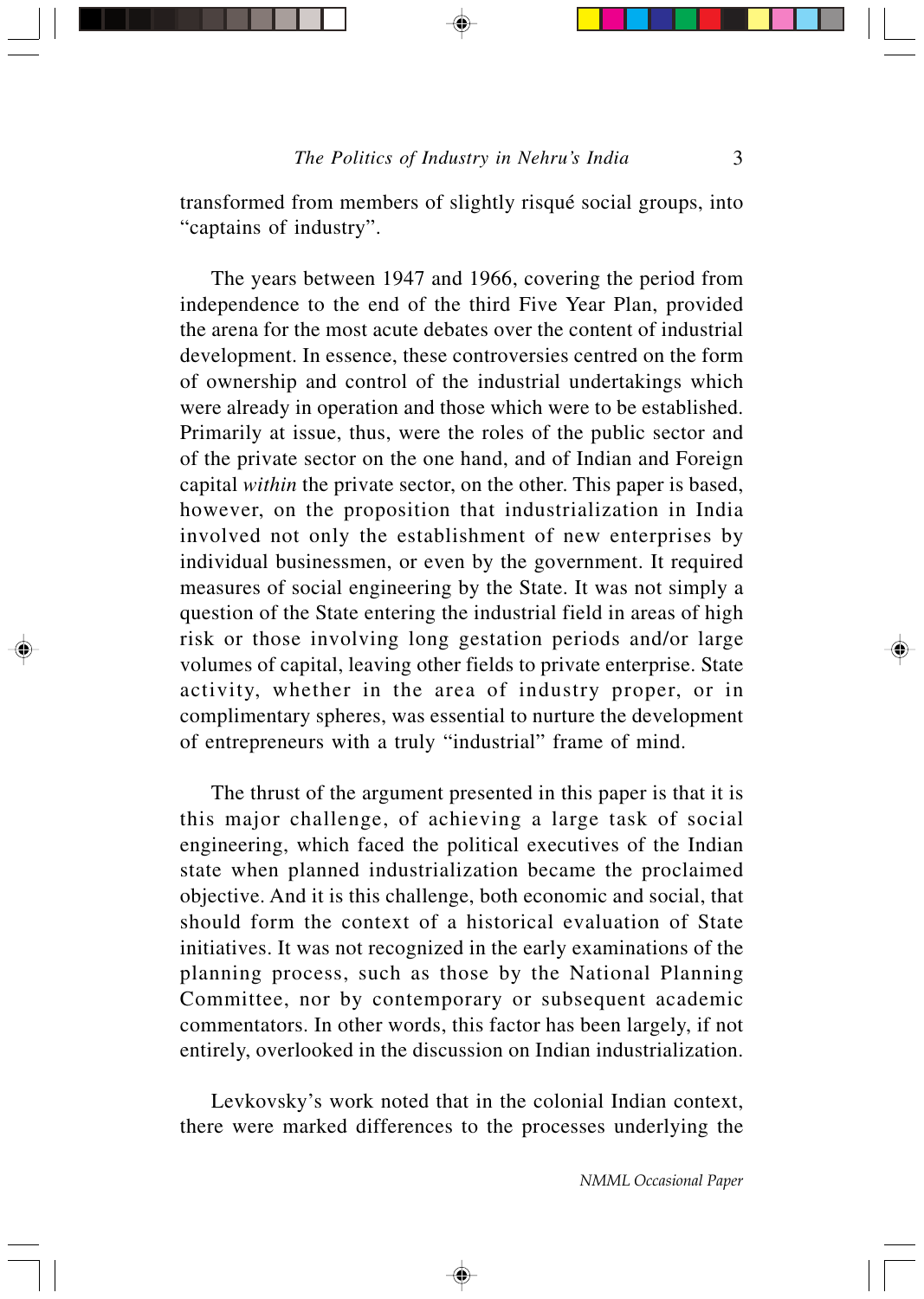transformed from members of slightly risqué social groups, into "captains of industry".

The years between 1947 and 1966, covering the period from independence to the end of the third Five Year Plan, provided the arena for the most acute debates over the content of industrial development. In essence, these controversies centred on the form of ownership and control of the industrial undertakings which were already in operation and those which were to be established. Primarily at issue, thus, were the roles of the public sector and of the private sector on the one hand, and of Indian and Foreign capital *within* the private sector, on the other. This paper is based, however, on the proposition that industrialization in India involved not only the establishment of new enterprises by individual businessmen, or even by the government. It required measures of social engineering by the State. It was not simply a question of the State entering the industrial field in areas of high risk or those involving long gestation periods and/or large volumes of capital, leaving other fields to private enterprise. State activity, whether in the area of industry proper, or in complimentary spheres, was essential to nurture the development of entrepreneurs with a truly "industrial" frame of mind.

The thrust of the argument presented in this paper is that it is this major challenge, of achieving a large task of social engineering, which faced the political executives of the Indian state when planned industrialization became the proclaimed objective. And it is this challenge, both economic and social, that should form the context of a historical evaluation of State initiatives. It was not recognized in the early examinations of the planning process, such as those by the National Planning Committee, nor by contemporary or subsequent academic commentators. In other words, this factor has been largely, if not entirely, overlooked in the discussion on Indian industrialization.

Levkovsky's work noted that in the colonial Indian context, there were marked differences to the processes underlying the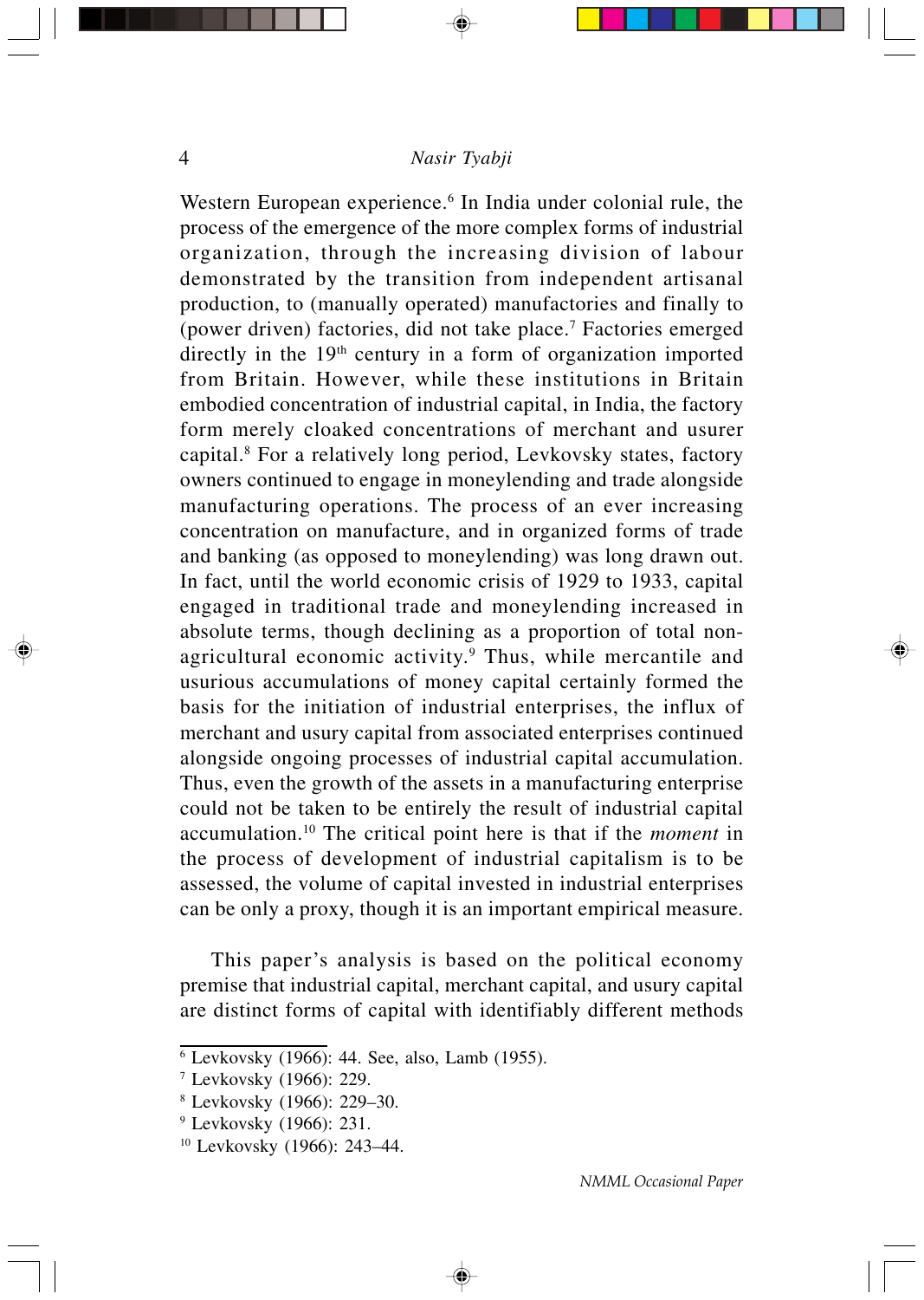Western European experience.[6] In India under colonial rule, the process of the emergence of the more complex forms of industrial organization, through the increasing division of labour demonstrated by the transition from independent artisanal production, to (manually operated) manufactories and finally to (power driven) factories, did not take place.[7] Factories emerged directly in the 19th century in a form of organization imported from Britain. However, while these institutions in Britain embodied concentration of industrial capital, in India, the factory form merely cloaked concentrations of merchant and usurer capital.[8] For a relatively long period, Levkovsky states, factory owners continued to engage in moneylending and trade alongside manufacturing operations. The process of an ever increasing concentration on manufacture, and in organized forms of trade and banking (as opposed to moneylending) was long drawn out. In fact, until the world economic crisis of 1929 to 1933, capital engaged in traditional trade and moneylending increased in absolute terms, though declining as a proportion of total non-agricultural economic activity.[9] Thus, while mercantile and usurious accumulations of money capital certainly formed the basis for the initiation of industrial enterprises, the influx of merchant and usury capital from associated enterprises continued alongside ongoing processes of industrial capital accumulation. Thus, even the growth of the assets in a manufacturing enterprise could not be taken to be entirely the result of industrial capital accumulation.[10] The critical point here is that if the *moment* in the process of development of industrial capitalism is to be assessed, the volume of capital invested in industrial enterprises can be only a proxy, though it is an important empirical measure.

This paper's analysis is based on the political economy premise that industrial capital, merchant capital, and usury capital are distinct forms of capital with identifiably different methods

---

[6] Levkovsky (1966): 44. See, also, Lamb (1955).

[7] Levkovsky (1966): 229.

[8] Levkovsky (1966): 229–30.

[9] Levkovsky (1966): 231.

[10] Levkovsky (1966): 243–44.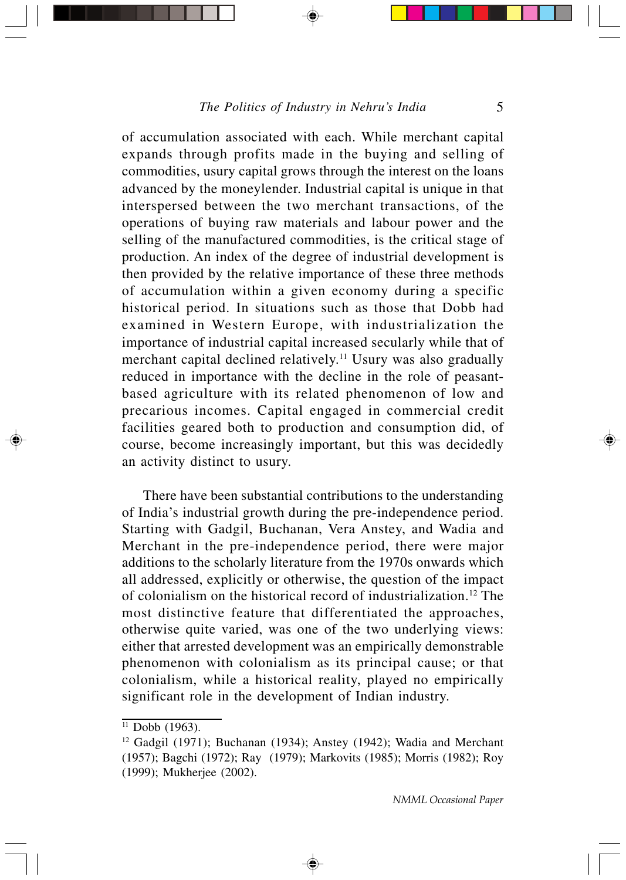of accumulation associated with each. While merchant capital expands through profits made in the buying and selling of commodities, usury capital grows through the interest on the loans advanced by the moneylender. Industrial capital is unique in that interspersed between the two merchant transactions, of the operations of buying raw materials and labour power and the selling of the manufactured commodities, is the critical stage of production. An index of the degree of industrial development is then provided by the relative importance of these three methods of accumulation within a given economy during a specific historical period. In situations such as those that Dobb had examined in Western Europe, with industrialization the importance of industrial capital increased secularly while that of merchant capital declined relatively.[11] Usury was also gradually reduced in importance with the decline in the role of peasant-based agriculture with its related phenomenon of low and precarious incomes. Capital engaged in commercial credit facilities geared both to production and consumption did, of course, become increasingly important, but this was decidedly an activity distinct to usury.

There have been substantial contributions to the understanding of India's industrial growth during the pre-independence period. Starting with Gadgil, Buchanan, Vera Anstey, and Wadia and Merchant in the pre-independence period, there were major additions to the scholarly literature from the 1970s onwards which all addressed, explicitly or otherwise, the question of the impact of colonialism on the historical record of industrialization.[12] The most distinctive feature that differentiated the approaches, otherwise quite varied, was one of the two underlying views: either that arrested development was an empirically demonstrable phenomenon with colonialism as its principal cause; or that colonialism, while a historical reality, played no empirically significant role in the development of Indian industry.

---

[11] Dobb (1963).

[12] Gadgil (1971); Buchanan (1934); Anstey (1942); Wadia and Merchant (1957); Bagchi (1972); Ray (1979); Markovits (1985); Morris (1982); Roy (1999); Mukherjee (2002).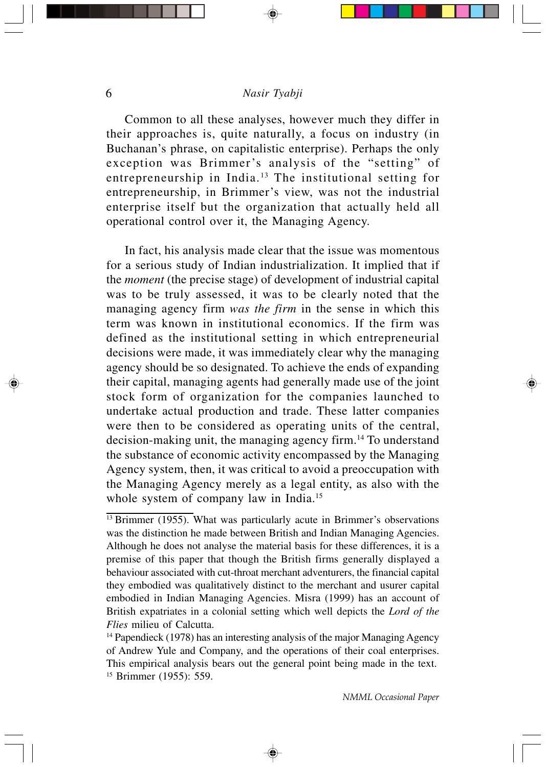Common to all these analyses, however much they differ in their approaches is, quite naturally, a focus on industry (in Buchanan's phrase, on capitalistic enterprise). Perhaps the only exception was Brimmer's analysis of the "setting" of entrepreneurship in India.[13] The institutional setting for entrepreneurship, in Brimmer's view, was not the industrial enterprise itself but the organization that actually held all operational control over it, the Managing Agency.

In fact, his analysis made clear that the issue was momentous for a serious study of Indian industrialization. It implied that if the *moment* (the precise stage) of development of industrial capital was to be truly assessed, it was to be clearly noted that the managing agency firm *was the firm* in the sense in which this term was known in institutional economics. If the firm was defined as the institutional setting in which entrepreneurial decisions were made, it was immediately clear why the managing agency should be so designated. To achieve the ends of expanding their capital, managing agents had generally made use of the joint stock form of organization for the companies launched to undertake actual production and trade. These latter companies were then to be considered as operating units of the central, decision-making unit, the managing agency firm.[14] To understand the substance of economic activity encompassed by the Managing Agency system, then, it was critical to avoid a preoccupation with the Managing Agency merely as a legal entity, as also with the whole system of company law in India.[15]

---

[13] Brimmer (1955). What was particularly acute in Brimmer's observations was the distinction he made between British and Indian Managing Agencies. Although he does not analyse the material basis for these differences, it is a premise of this paper that though the British firms generally displayed a behaviour associated with cut-throat merchant adventurers, the financial capital they embodied was qualitatively distinct to the merchant and usurer capital embodied in Indian Managing Agencies. Misra (1999) has an account of British expatriates in a colonial setting which well depicts the *Lord of the Flies* milieu of Calcutta.

[14] Papendieck (1978) has an interesting analysis of the major Managing Agency of Andrew Yule and Company, and the operations of their coal enterprises. This empirical analysis bears out the general point being made in the text.

[15] Brimmer (1955): 559.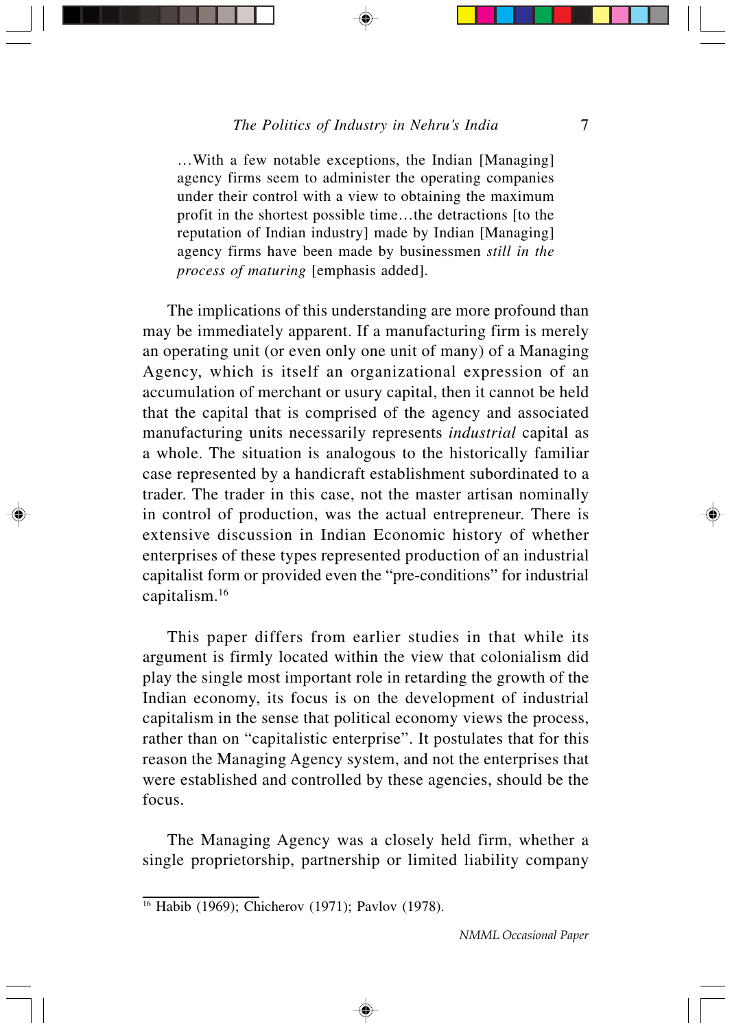> …With a few notable exceptions, the Indian [Managing] agency firms seem to administer the operating companies under their control with a view to obtaining the maximum profit in the shortest possible time…the detractions [to the reputation of Indian industry] made by Indian [Managing] agency firms have been made by businessmen *still in the process of maturing* [emphasis added].

The implications of this understanding are more profound than may be immediately apparent. If a manufacturing firm is merely an operating unit (or even only one unit of many) of a Managing Agency, which is itself an organizational expression of an accumulation of merchant or usury capital, then it cannot be held that the capital that is comprised of the agency and associated manufacturing units necessarily represents *industrial* capital as a whole. The situation is analogous to the historically familiar case represented by a handicraft establishment subordinated to a trader. The trader in this case, not the master artisan nominally in control of production, was the actual entrepreneur. There is extensive discussion in Indian Economic history of whether enterprises of these types represented production of an industrial capitalist form or provided even the "pre-conditions" for industrial capitalism.[16]

This paper differs from earlier studies in that while its argument is firmly located within the view that colonialism did play the single most important role in retarding the growth of the Indian economy, its focus is on the development of industrial capitalism in the sense that political economy views the process, rather than on "capitalistic enterprise". It postulates that for this reason the Managing Agency system, and not the enterprises that were established and controlled by these agencies, should be the focus.

The Managing Agency was a closely held firm, whether a single proprietorship, partnership or limited liability company

[16] Habib (1969); Chicherov (1971); Pavlov (1978).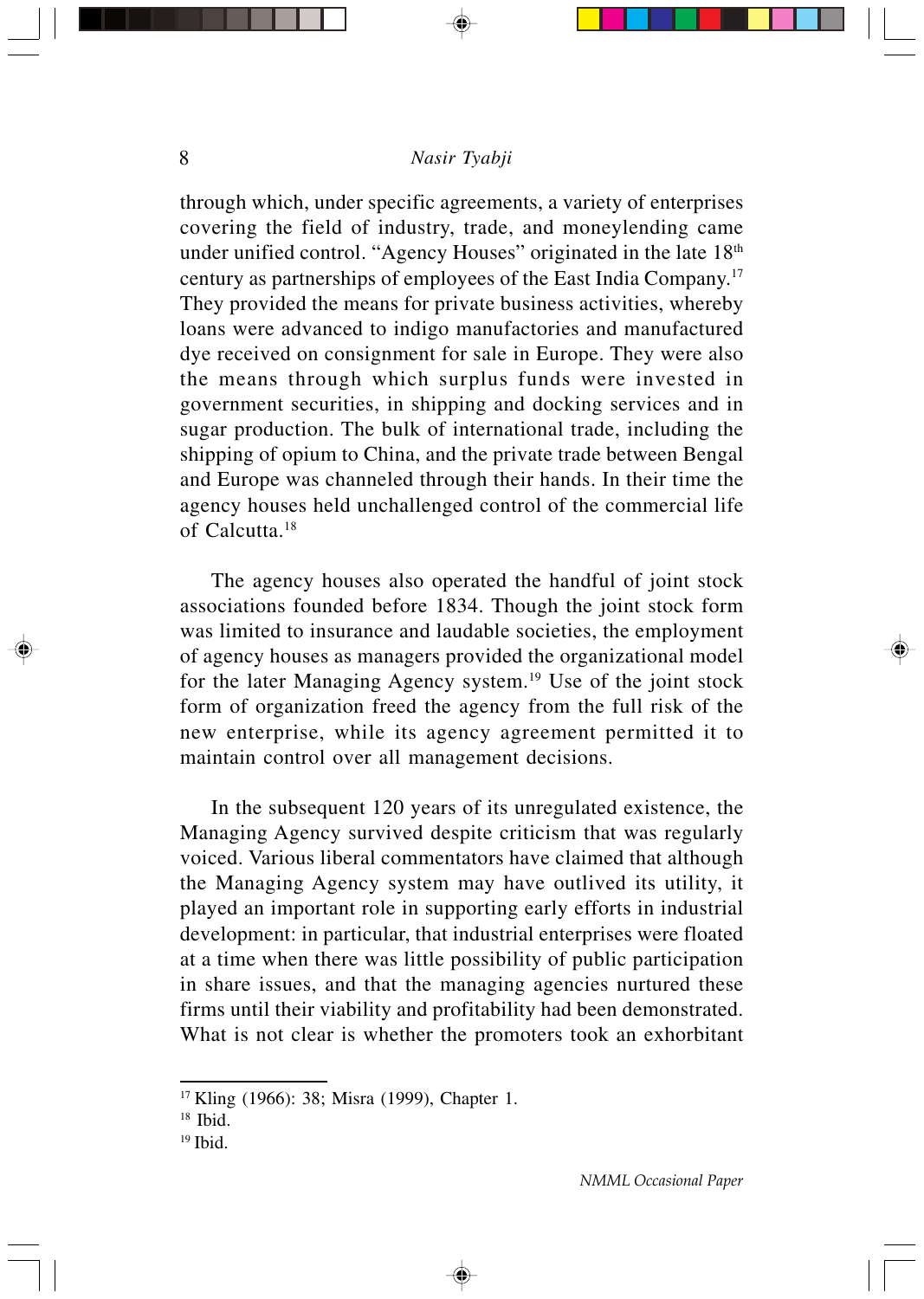through which, under specific agreements, a variety of enterprises covering the field of industry, trade, and moneylending came under unified control. "Agency Houses" originated in the late 18th century as partnerships of employees of the East India Company.[17] They provided the means for private business activities, whereby loans were advanced to indigo manufactories and manufactured dye received on consignment for sale in Europe. They were also the means through which surplus funds were invested in government securities, in shipping and docking services and in sugar production. The bulk of international trade, including the shipping of opium to China, and the private trade between Bengal and Europe was channeled through their hands. In their time the agency houses held unchallenged control of the commercial life of Calcutta.[18]

The agency houses also operated the handful of joint stock associations founded before 1834. Though the joint stock form was limited to insurance and laudable societies, the employment of agency houses as managers provided the organizational model for the later Managing Agency system.[19] Use of the joint stock form of organization freed the agency from the full risk of the new enterprise, while its agency agreement permitted it to maintain control over all management decisions.

In the subsequent 120 years of its unregulated existence, the Managing Agency survived despite criticism that was regularly voiced. Various liberal commentators have claimed that although the Managing Agency system may have outlived its utility, it played an important role in supporting early efforts in industrial development: in particular, that industrial enterprises were floated at a time when there was little possibility of public participation in share issues, and that the managing agencies nurtured these firms until their viability and profitability had been demonstrated. What is not clear is whether the promoters took an exhorbitant

---

[17] Kling (1966): 38; Misra (1999), Chapter 1.

[18] Ibid.

[19] Ibid.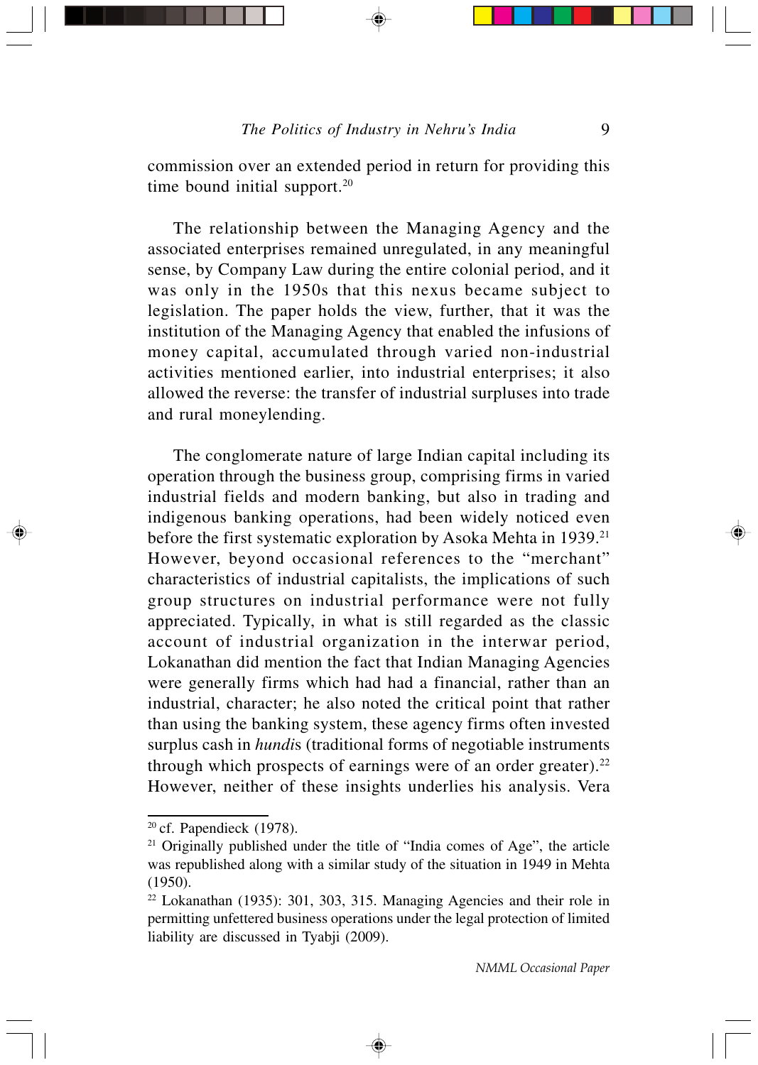commission over an extended period in return for providing this time bound initial support.[20]

The relationship between the Managing Agency and the associated enterprises remained unregulated, in any meaningful sense, by Company Law during the entire colonial period, and it was only in the 1950s that this nexus became subject to legislation. The paper holds the view, further, that it was the institution of the Managing Agency that enabled the infusions of money capital, accumulated through varied non-industrial activities mentioned earlier, into industrial enterprises; it also allowed the reverse: the transfer of industrial surpluses into trade and rural moneylending.

The conglomerate nature of large Indian capital including its operation through the business group, comprising firms in varied industrial fields and modern banking, but also in trading and indigenous banking operations, had been widely noticed even before the first systematic exploration by Asoka Mehta in 1939.[21] However, beyond occasional references to the "merchant" characteristics of industrial capitalists, the implications of such group structures on industrial performance were not fully appreciated. Typically, in what is still regarded as the classic account of industrial organization in the interwar period, Lokanathan did mention the fact that Indian Managing Agencies were generally firms which had had a financial, rather than an industrial, character; he also noted the critical point that rather than using the banking system, these agency firms often invested surplus cash in *hundi*s (traditional forms of negotiable instruments through which prospects of earnings were of an order greater).[22] However, neither of these insights underlies his analysis. Vera

---

[20] cf. Papendieck (1978).

[21] Originally published under the title of "India comes of Age", the article was republished along with a similar study of the situation in 1949 in Mehta (1950).

[22] Lokanathan (1935): 301, 303, 315. Managing Agencies and their role in permitting unfettered business operations under the legal protection of limited liability are discussed in Tyabji (2009).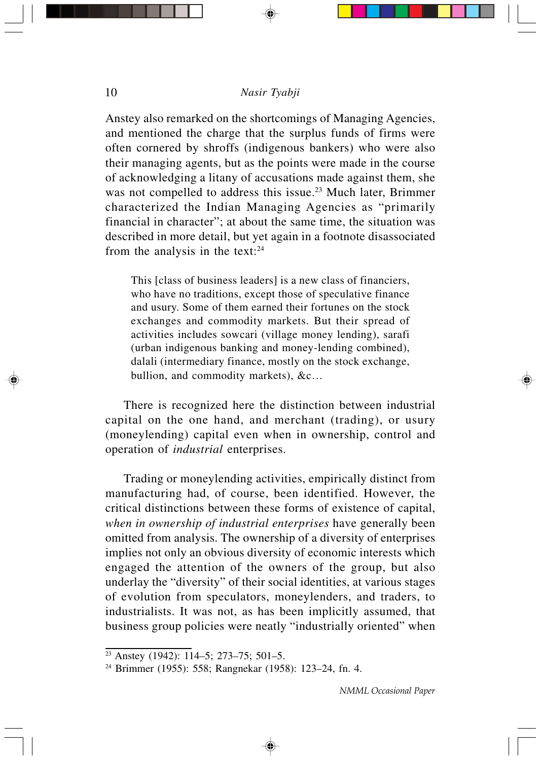Anstey also remarked on the shortcomings of Managing Agencies, and mentioned the charge that the surplus funds of firms were often cornered by shroffs (indigenous bankers) who were also their managing agents, but as the points were made in the course of acknowledging a litany of accusations made against them, she was not compelled to address this issue.[23] Much later, Brimmer characterized the Indian Managing Agencies as "primarily financial in character"; at about the same time, the situation was described in more detail, but yet again in a footnote disassociated from the analysis in the text:[24]

> This [class of business leaders] is a new class of financiers, who have no traditions, except those of speculative finance and usury. Some of them earned their fortunes on the stock exchanges and commodity markets. But their spread of activities includes sowcari (village money lending), sarafi (urban indigenous banking and money-lending combined), dalali (intermediary finance, mostly on the stock exchange, bullion, and commodity markets), &c…

There is recognized here the distinction between industrial capital on the one hand, and merchant (trading), or usury (moneylending) capital even when in ownership, control and operation of *industrial* enterprises.

Trading or moneylending activities, empirically distinct from manufacturing had, of course, been identified. However, the critical distinctions between these forms of existence of capital, *when in ownership of industrial enterprises* have generally been omitted from analysis. The ownership of a diversity of enterprises implies not only an obvious diversity of economic interests which engaged the attention of the owners of the group, but also underlay the "diversity" of their social identities, at various stages of evolution from speculators, moneylenders, and traders, to industrialists. It was not, as has been implicitly assumed, that business group policies were neatly "industrially oriented" when

---

[23] Anstey (1942): 114–5; 273–75; 501–5.

[24] Brimmer (1955): 558; Rangnekar (1958): 123–24, fn. 4.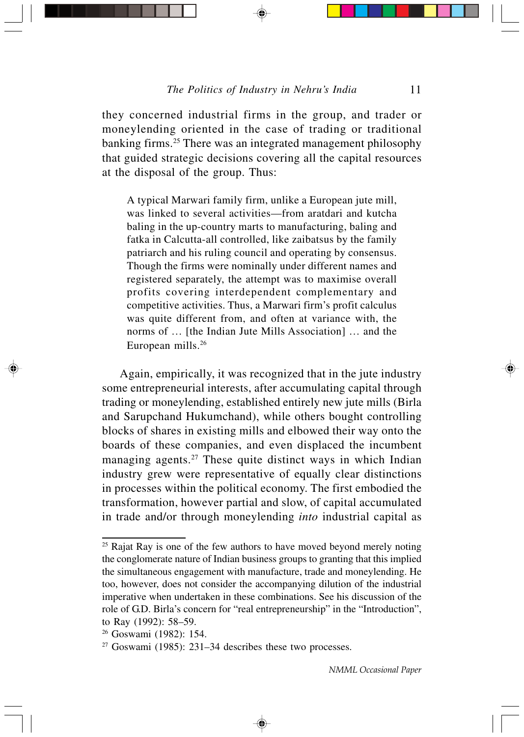they concerned industrial firms in the group, and trader or moneylending oriented in the case of trading or traditional banking firms.[25] There was an integrated management philosophy that guided strategic decisions covering all the capital resources at the disposal of the group. Thus:

> A typical Marwari family firm, unlike a European jute mill, was linked to several activities—from aratdari and kutcha baling in the up-country marts to manufacturing, baling and fatka in Calcutta-all controlled, like zaibatsus by the family patriarch and his ruling council and operating by consensus. Though the firms were nominally under different names and registered separately, the attempt was to maximise overall profits covering interdependent complementary and competitive activities. Thus, a Marwari firm's profit calculus was quite different from, and often at variance with, the norms of … [the Indian Jute Mills Association] … and the European mills.[26]

Again, empirically, it was recognized that in the jute industry some entrepreneurial interests, after accumulating capital through trading or moneylending, established entirely new jute mills (Birla and Sarupchand Hukumchand), while others bought controlling blocks of shares in existing mills and elbowed their way onto the boards of these companies, and even displaced the incumbent managing agents.[27] These quite distinct ways in which Indian industry grew were representative of equally clear distinctions in processes within the political economy. The first embodied the transformation, however partial and slow, of capital accumulated in trade and/or through moneylending *into* industrial capital as

---

[25] Rajat Ray is one of the few authors to have moved beyond merely noting the conglomerate nature of Indian business groups to granting that this implied the simultaneous engagement with manufacture, trade and moneylending. He too, however, does not consider the accompanying dilution of the industrial imperative when undertaken in these combinations. See his discussion of the role of G.D. Birla's concern for "real entrepreneurship" in the "Introduction", to Ray (1992): 58–59.

[26] Goswami (1982): 154.

[27] Goswami (1985): 231–34 describes these two processes.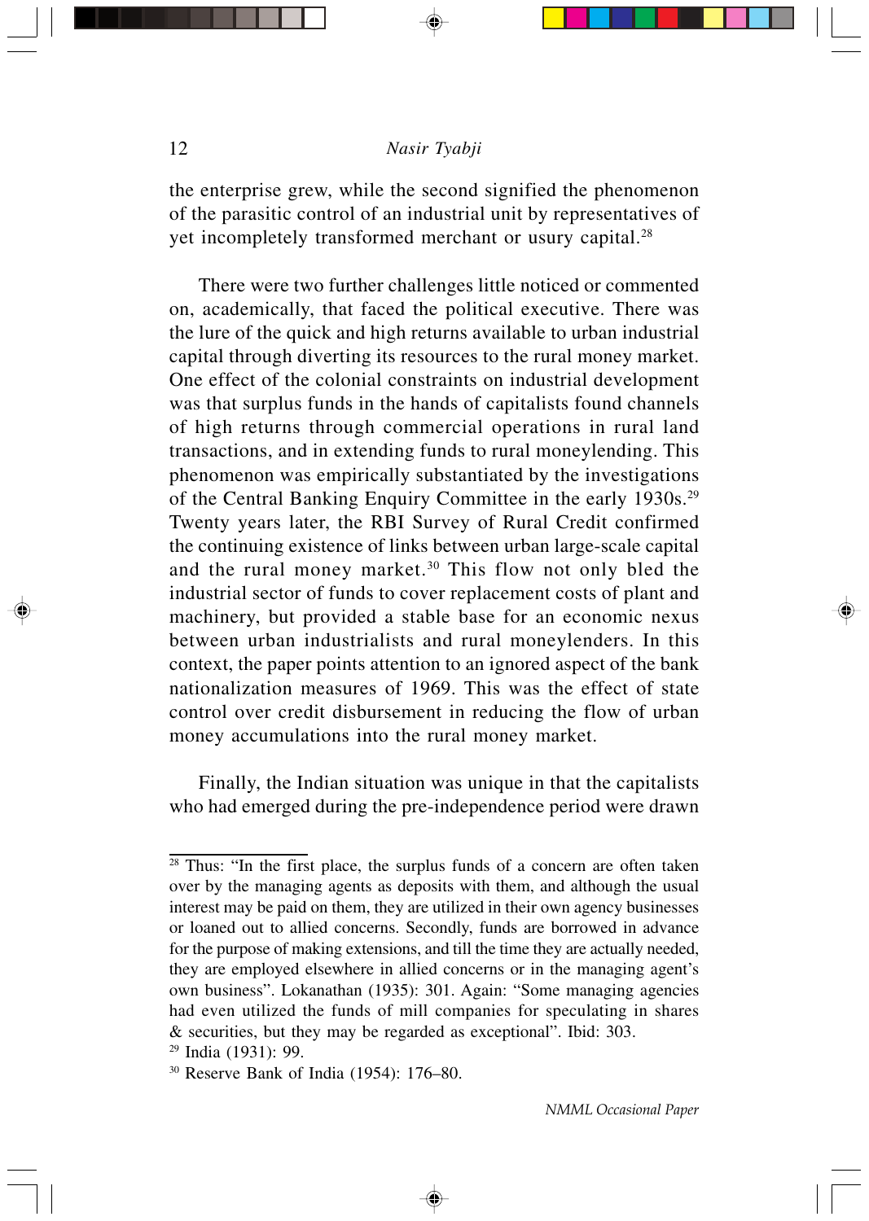the enterprise grew, while the second signified the phenomenon of the parasitic control of an industrial unit by representatives of yet incompletely transformed merchant or usury capital.[28]

There were two further challenges little noticed or commented on, academically, that faced the political executive. There was the lure of the quick and high returns available to urban industrial capital through diverting its resources to the rural money market. One effect of the colonial constraints on industrial development was that surplus funds in the hands of capitalists found channels of high returns through commercial operations in rural land transactions, and in extending funds to rural moneylending. This phenomenon was empirically substantiated by the investigations of the Central Banking Enquiry Committee in the early 1930s.[29] Twenty years later, the RBI Survey of Rural Credit confirmed the continuing existence of links between urban large-scale capital and the rural money market.[30] This flow not only bled the industrial sector of funds to cover replacement costs of plant and machinery, but provided a stable base for an economic nexus between urban industrialists and rural moneylenders. In this context, the paper points attention to an ignored aspect of the bank nationalization measures of 1969. This was the effect of state control over credit disbursement in reducing the flow of urban money accumulations into the rural money market.

Finally, the Indian situation was unique in that the capitalists who had emerged during the pre-independence period were drawn

---

[28] Thus: "In the first place, the surplus funds of a concern are often taken over by the managing agents as deposits with them, and although the usual interest may be paid on them, they are utilized in their own agency businesses or loaned out to allied concerns. Secondly, funds are borrowed in advance for the purpose of making extensions, and till the time they are actually needed, they are employed elsewhere in allied concerns or in the managing agent's own business". Lokanathan (1935): 301. Again: "Some managing agencies had even utilized the funds of mill companies for speculating in shares & securities, but they may be regarded as exceptional". Ibid: 303.

[29] India (1931): 99.

[30] Reserve Bank of India (1954): 176–80.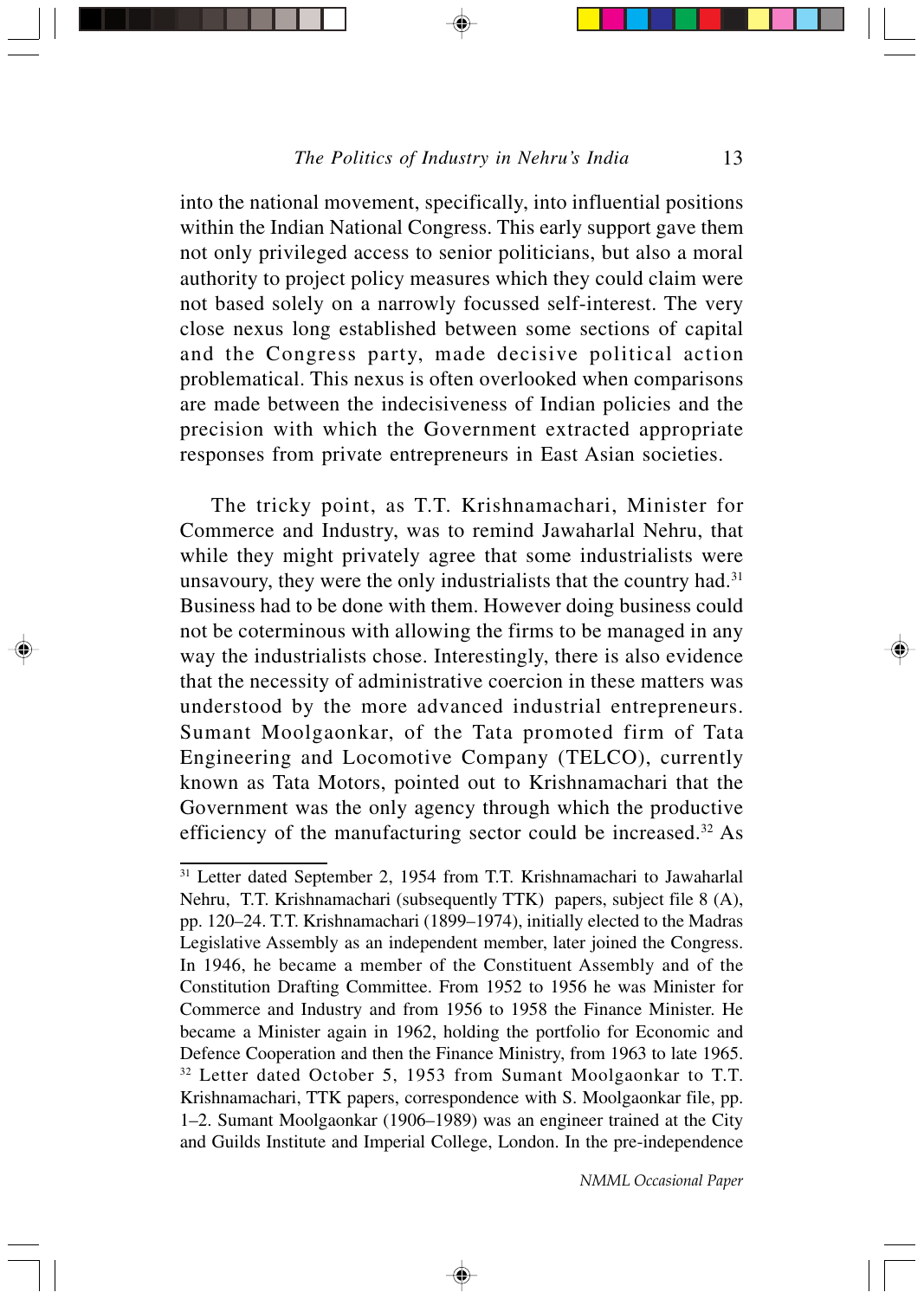into the national movement, specifically, into influential positions within the Indian National Congress. This early support gave them not only privileged access to senior politicians, but also a moral authority to project policy measures which they could claim were not based solely on a narrowly focussed self-interest. The very close nexus long established between some sections of capital and the Congress party, made decisive political action problematical. This nexus is often overlooked when comparisons are made between the indecisiveness of Indian policies and the precision with which the Government extracted appropriate responses from private entrepreneurs in East Asian societies.

The tricky point, as T.T. Krishnamachari, Minister for Commerce and Industry, was to remind Jawaharlal Nehru, that while they might privately agree that some industrialists were unsavoury, they were the only industrialists that the country had.[31] Business had to be done with them. However doing business could not be coterminous with allowing the firms to be managed in any way the industrialists chose. Interestingly, there is also evidence that the necessity of administrative coercion in these matters was understood by the more advanced industrial entrepreneurs. Sumant Moolgaonkar, of the Tata promoted firm of Tata Engineering and Locomotive Company (TELCO), currently known as Tata Motors, pointed out to Krishnamachari that the Government was the only agency through which the productive efficiency of the manufacturing sector could be increased.[32] As

---

[31] Letter dated September 2, 1954 from T.T. Krishnamachari to Jawaharlal Nehru, T.T. Krishnamachari (subsequently TTK) papers, subject file 8 (A), pp. 120–24. T.T. Krishnamachari (1899–1974), initially elected to the Madras Legislative Assembly as an independent member, later joined the Congress. In 1946, he became a member of the Constituent Assembly and of the Constitution Drafting Committee. From 1952 to 1956 he was Minister for Commerce and Industry and from 1956 to 1958 the Finance Minister. He became a Minister again in 1962, holding the portfolio for Economic and Defence Cooperation and then the Finance Ministry, from 1963 to late 1965.

[32] Letter dated October 5, 1953 from Sumant Moolgaonkar to T.T. Krishnamachari, TTK papers, correspondence with S. Moolgaonkar file, pp. 1–2. Sumant Moolgaonkar (1906–1989) was an engineer trained at the City and Guilds Institute and Imperial College, London. In the pre-independence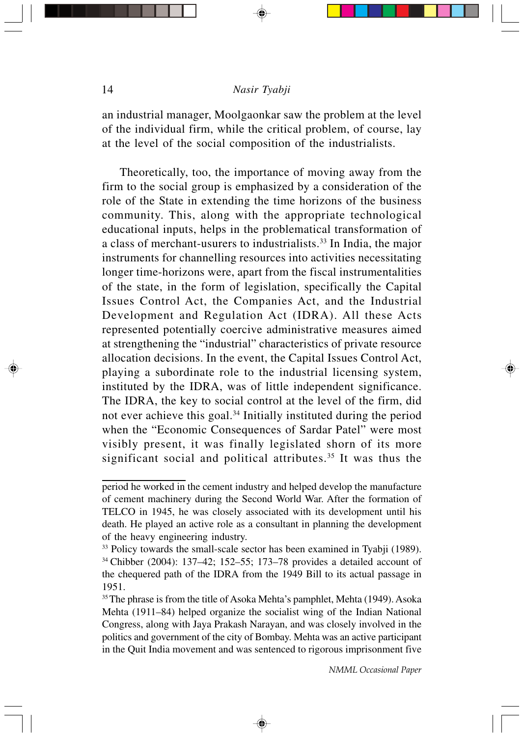an industrial manager, Moolgaonkar saw the problem at the level of the individual firm, while the critical problem, of course, lay at the level of the social composition of the industrialists.

Theoretically, too, the importance of moving away from the firm to the social group is emphasized by a consideration of the role of the State in extending the time horizons of the business community. This, along with the appropriate technological educational inputs, helps in the problematical transformation of a class of merchant-usurers to industrialists.[33] In India, the major instruments for channelling resources into activities necessitating longer time-horizons were, apart from the fiscal instrumentalities of the state, in the form of legislation, specifically the Capital Issues Control Act, the Companies Act, and the Industrial Development and Regulation Act (IDRA). All these Acts represented potentially coercive administrative measures aimed at strengthening the "industrial" characteristics of private resource allocation decisions. In the event, the Capital Issues Control Act, playing a subordinate role to the industrial licensing system, instituted by the IDRA, was of little independent significance. The IDRA, the key to social control at the level of the firm, did not ever achieve this goal.[34] Initially instituted during the period when the "Economic Consequences of Sardar Patel" were most visibly present, it was finally legislated shorn of its more significant social and political attributes.[35] It was thus the

---

period he worked in the cement industry and helped develop the manufacture of cement machinery during the Second World War. After the formation of TELCO in 1945, he was closely associated with its development until his death. He played an active role as a consultant in planning the development of the heavy engineering industry.

[33] Policy towards the small-scale sector has been examined in Tyabji (1989).

[34] Chibber (2004): 137–42; 152–55; 173–78 provides a detailed account of the chequered path of the IDRA from the 1949 Bill to its actual passage in 1951.

[35] The phrase is from the title of Asoka Mehta's pamphlet, Mehta (1949). Asoka Mehta (1911–84) helped organize the socialist wing of the Indian National Congress, along with Jaya Prakash Narayan, and was closely involved in the politics and government of the city of Bombay. Mehta was an active participant in the Quit India movement and was sentenced to rigorous imprisonment five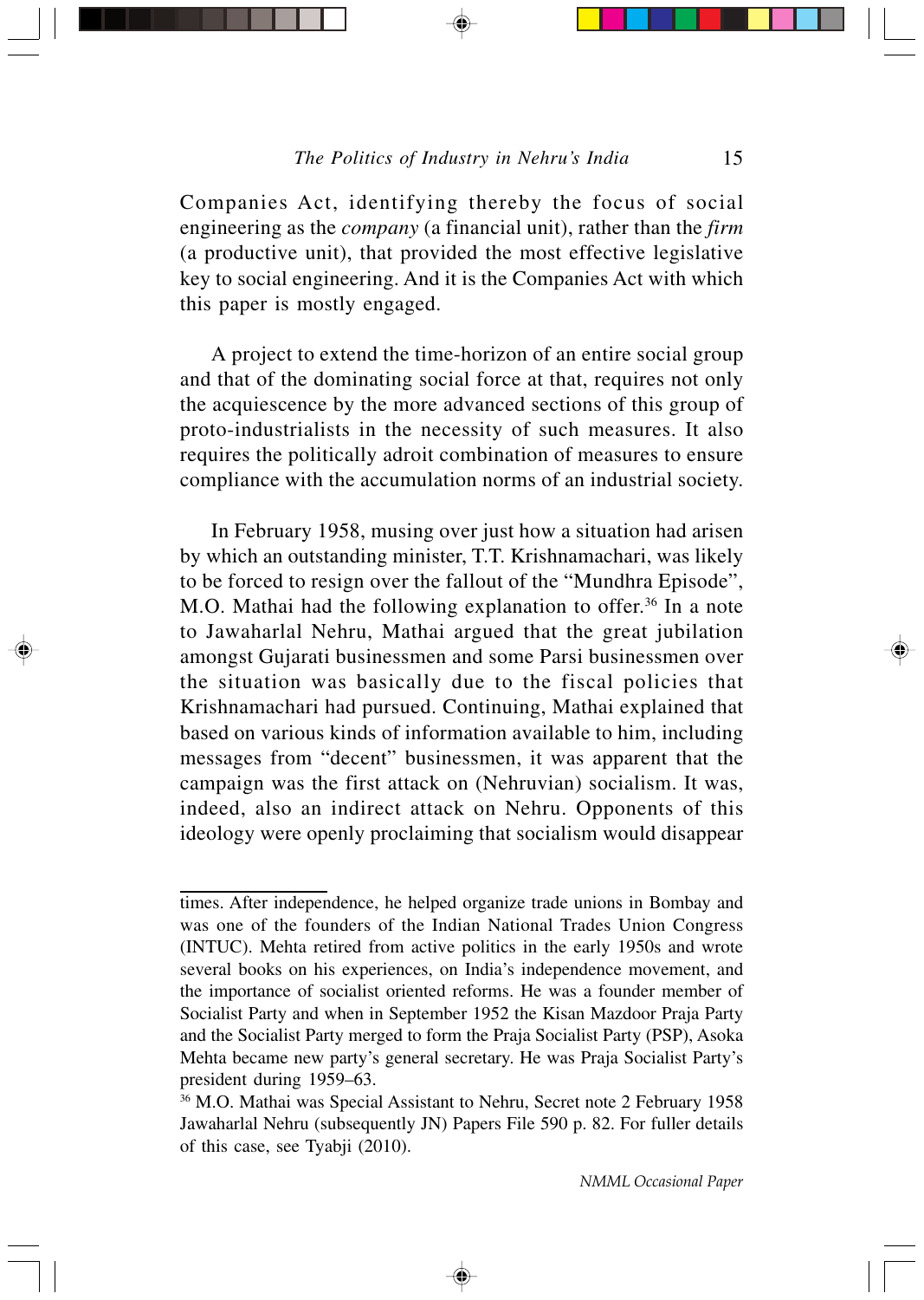Companies Act, identifying thereby the focus of social engineering as the *company* (a financial unit), rather than the *firm* (a productive unit), that provided the most effective legislative key to social engineering. And it is the Companies Act with which this paper is mostly engaged.

A project to extend the time-horizon of an entire social group and that of the dominating social force at that, requires not only the acquiescence by the more advanced sections of this group of proto-industrialists in the necessity of such measures. It also requires the politically adroit combination of measures to ensure compliance with the accumulation norms of an industrial society.

In February 1958, musing over just how a situation had arisen by which an outstanding minister, T.T. Krishnamachari, was likely to be forced to resign over the fallout of the "Mundhra Episode", M.O. Mathai had the following explanation to offer.[36] In a note to Jawaharlal Nehru, Mathai argued that the great jubilation amongst Gujarati businessmen and some Parsi businessmen over the situation was basically due to the fiscal policies that Krishnamachari had pursued. Continuing, Mathai explained that based on various kinds of information available to him, including messages from "decent" businessmen, it was apparent that the campaign was the first attack on (Nehruvian) socialism. It was, indeed, also an indirect attack on Nehru. Opponents of this ideology were openly proclaiming that socialism would disappear

times. After independence, he helped organize trade unions in Bombay and was one of the founders of the Indian National Trades Union Congress (INTUC). Mehta retired from active politics in the early 1950s and wrote several books on his experiences, on India's independence movement, and the importance of socialist oriented reforms. He was a founder member of Socialist Party and when in September 1952 the Kisan Mazdoor Praja Party and the Socialist Party merged to form the Praja Socialist Party (PSP), Asoka Mehta became new party's general secretary. He was Praja Socialist Party's president during 1959–63.

[36] M.O. Mathai was Special Assistant to Nehru, Secret note 2 February 1958 Jawaharlal Nehru (subsequently JN) Papers File 590 p. 82. For fuller details of this case, see Tyabji (2010).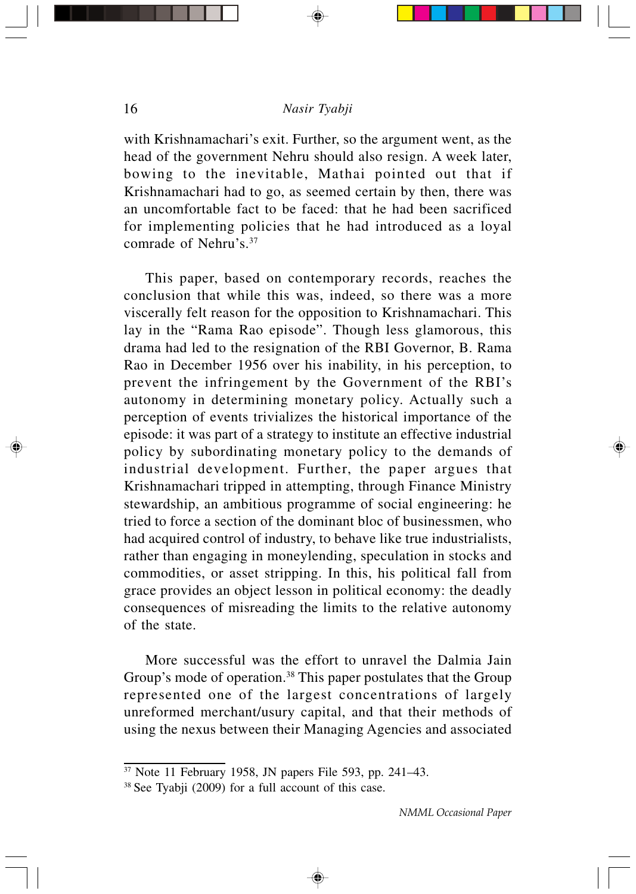with Krishnamachari's exit. Further, so the argument went, as the head of the government Nehru should also resign. A week later, bowing to the inevitable, Mathai pointed out that if Krishnamachari had to go, as seemed certain by then, there was an uncomfortable fact to be faced: that he had been sacrificed for implementing policies that he had introduced as a loyal comrade of Nehru's.[37]

This paper, based on contemporary records, reaches the conclusion that while this was, indeed, so there was a more viscerally felt reason for the opposition to Krishnamachari. This lay in the "Rama Rao episode". Though less glamorous, this drama had led to the resignation of the RBI Governor, B. Rama Rao in December 1956 over his inability, in his perception, to prevent the infringement by the Government of the RBI's autonomy in determining monetary policy. Actually such a perception of events trivializes the historical importance of the episode: it was part of a strategy to institute an effective industrial policy by subordinating monetary policy to the demands of industrial development. Further, the paper argues that Krishnamachari tripped in attempting, through Finance Ministry stewardship, an ambitious programme of social engineering: he tried to force a section of the dominant bloc of businessmen, who had acquired control of industry, to behave like true industrialists, rather than engaging in moneylending, speculation in stocks and commodities, or asset stripping. In this, his political fall from grace provides an object lesson in political economy: the deadly consequences of misreading the limits to the relative autonomy of the state.

More successful was the effort to unravel the Dalmia Jain Group's mode of operation.[38] This paper postulates that the Group represented one of the largest concentrations of largely unreformed merchant/usury capital, and that their methods of using the nexus between their Managing Agencies and associated

---

[37] Note 11 February 1958, JN papers File 593, pp. 241–43.

[38] See Tyabji (2009) for a full account of this case.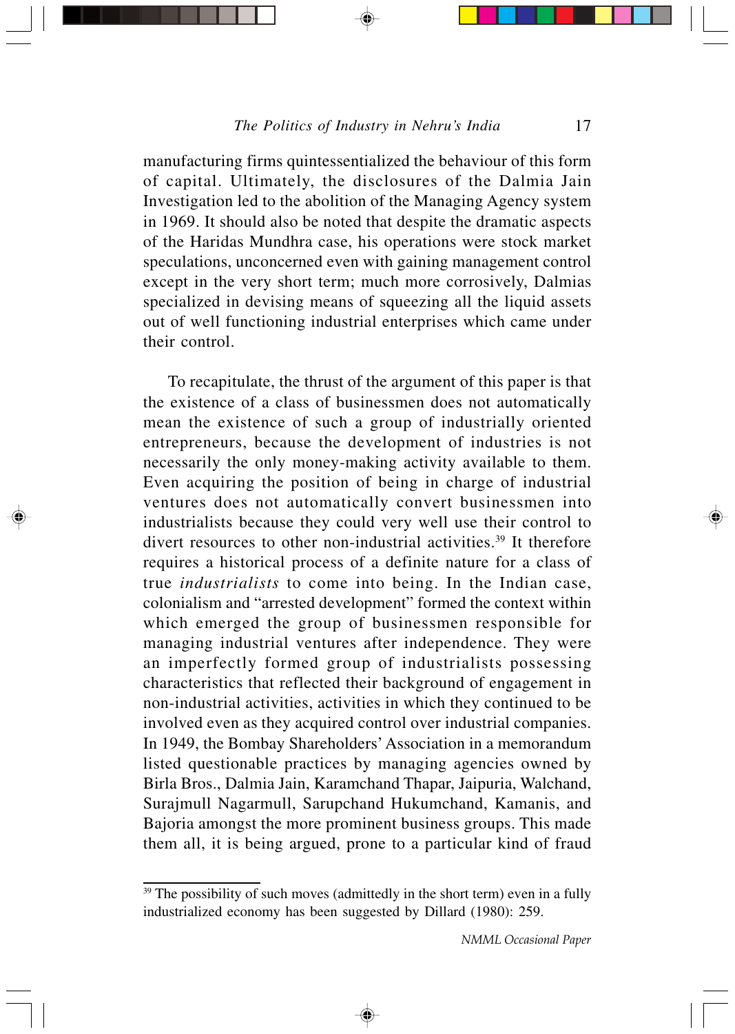manufacturing firms quintessentialized the behaviour of this form of capital. Ultimately, the disclosures of the Dalmia Jain Investigation led to the abolition of the Managing Agency system in 1969. It should also be noted that despite the dramatic aspects of the Haridas Mundhra case, his operations were stock market speculations, unconcerned even with gaining management control except in the very short term; much more corrosively, Dalmias specialized in devising means of squeezing all the liquid assets out of well functioning industrial enterprises which came under their control.

To recapitulate, the thrust of the argument of this paper is that the existence of a class of businessmen does not automatically mean the existence of such a group of industrially oriented entrepreneurs, because the development of industries is not necessarily the only money-making activity available to them. Even acquiring the position of being in charge of industrial ventures does not automatically convert businessmen into industrialists because they could very well use their control to divert resources to other non-industrial activities.[39] It therefore requires a historical process of a definite nature for a class of true *industrialists* to come into being. In the Indian case, colonialism and "arrested development" formed the context within which emerged the group of businessmen responsible for managing industrial ventures after independence. They were an imperfectly formed group of industrialists possessing characteristics that reflected their background of engagement in non-industrial activities, activities in which they continued to be involved even as they acquired control over industrial companies. In 1949, the Bombay Shareholders' Association in a memorandum listed questionable practices by managing agencies owned by Birla Bros., Dalmia Jain, Karamchand Thapar, Jaipuria, Walchand, Surajmull Nagarmull, Sarupchand Hukumchand, Kamanis, and Bajoria amongst the more prominent business groups. This made them all, it is being argued, prone to a particular kind of fraud

[39] The possibility of such moves (admittedly in the short term) even in a fully industrialized economy has been suggested by Dillard (1980): 259.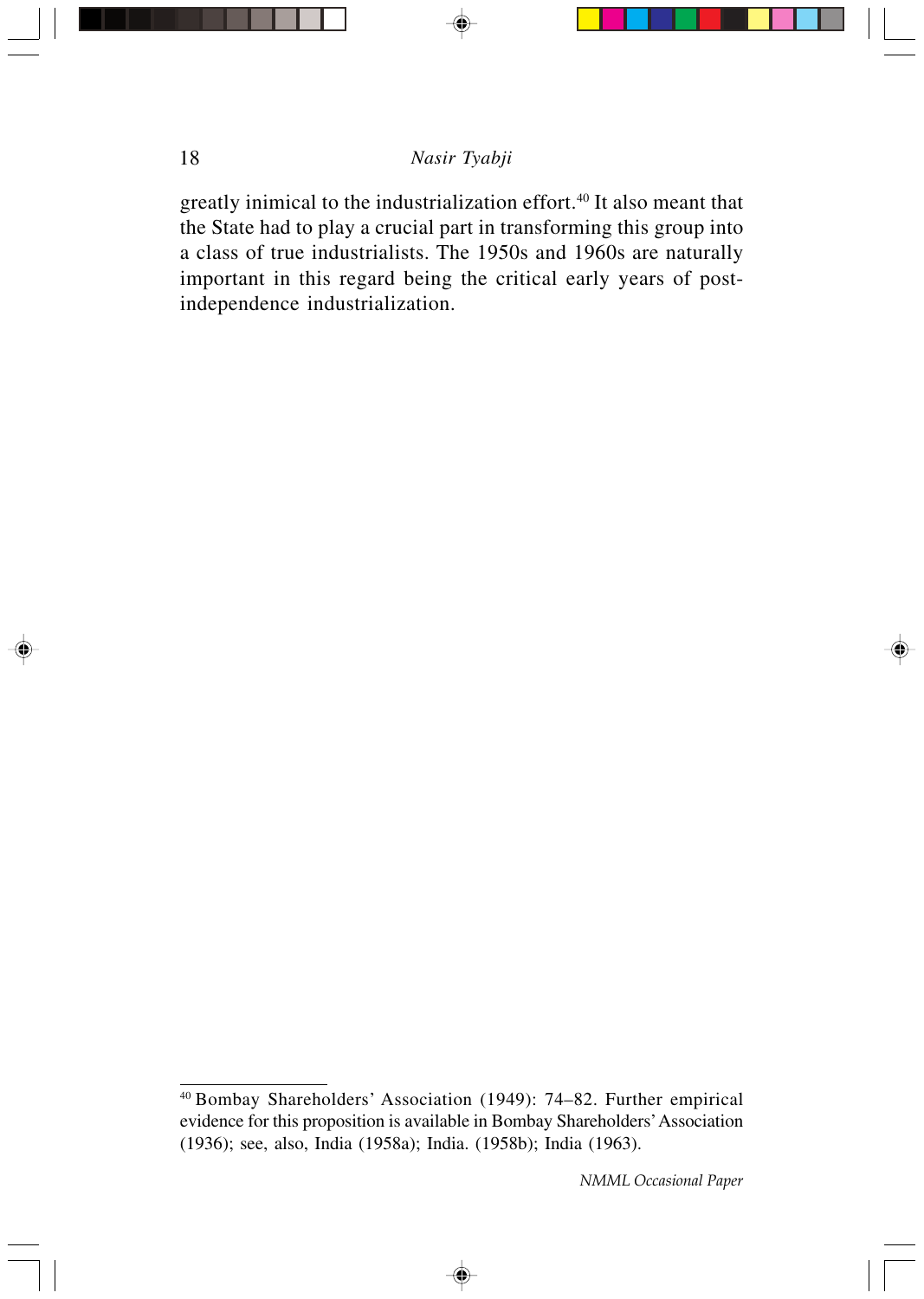greatly inimical to the industrialization effort.[40] It also meant that the State had to play a crucial part in transforming this group into a class of true industrialists. The 1950s and 1960s are naturally important in this regard being the critical early years of post-independence industrialization.

---

[40] Bombay Shareholders' Association (1949): 74–82. Further empirical evidence for this proposition is available in Bombay Shareholders' Association (1936); see, also, India (1958a); India. (1958b); India (1963).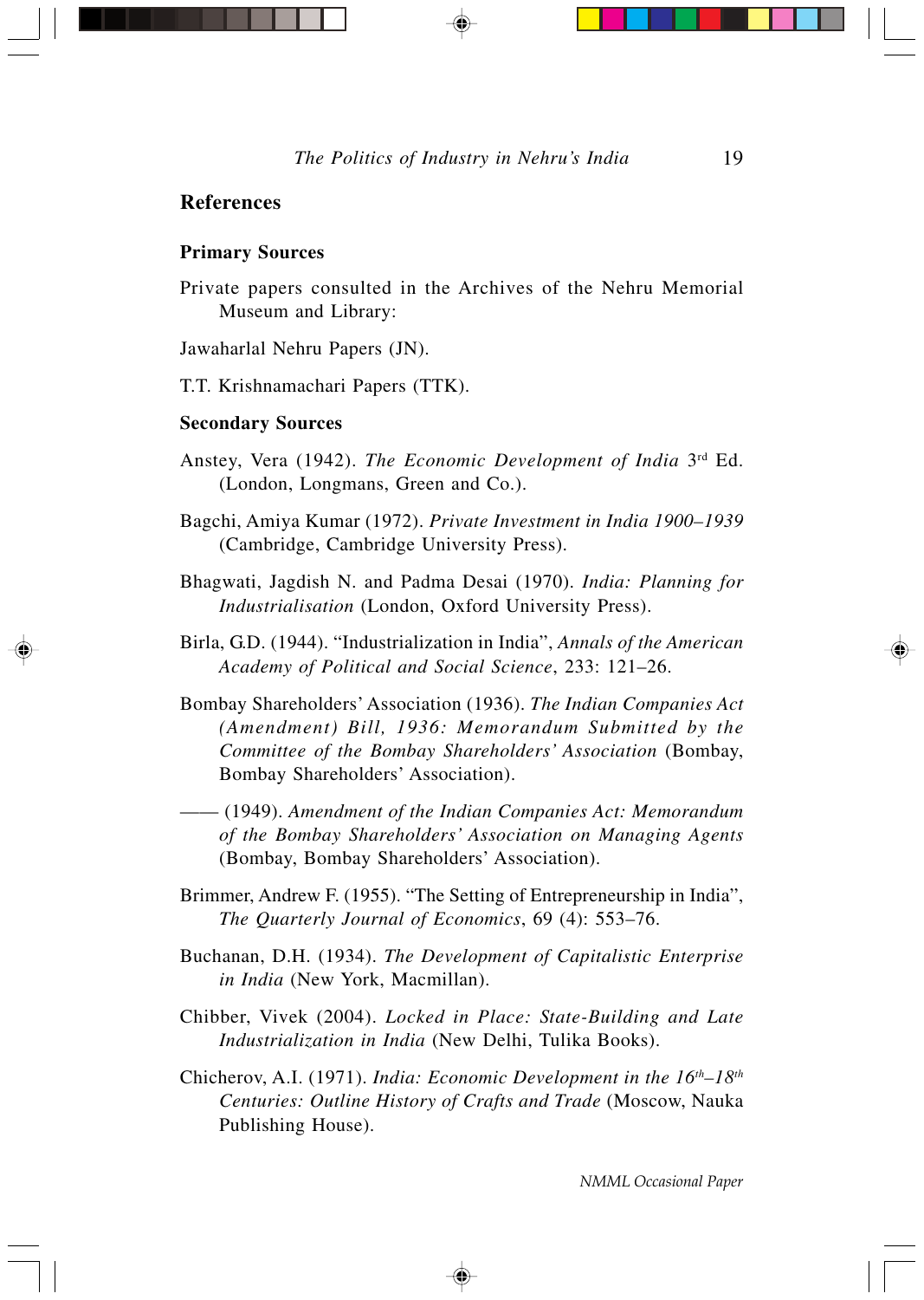## References

### Primary Sources

Private papers consulted in the Archives of the Nehru Memorial Museum and Library:

Jawaharlal Nehru Papers (JN).

T.T. Krishnamachari Papers (TTK).

### Secondary Sources

Anstey, Vera (1942). *The Economic Development of India* 3rd Ed. (London, Longmans, Green and Co.).

Bagchi, Amiya Kumar (1972). *Private Investment in India 1900–1939* (Cambridge, Cambridge University Press).

Bhagwati, Jagdish N. and Padma Desai (1970). *India: Planning for Industrialisation* (London, Oxford University Press).

Birla, G.D. (1944). "Industrialization in India", *Annals of the American Academy of Political and Social Science*, 233: 121–26.

Bombay Shareholders' Association (1936). *The Indian Companies Act (Amendment) Bill, 1936: Memorandum Submitted by the Committee of the Bombay Shareholders' Association* (Bombay, Bombay Shareholders' Association).

—— (1949). *Amendment of the Indian Companies Act: Memorandum of the Bombay Shareholders' Association on Managing Agents* (Bombay, Bombay Shareholders' Association).

Brimmer, Andrew F. (1955). "The Setting of Entrepreneurship in India", *The Quarterly Journal of Economics*, 69 (4): 553–76.

Buchanan, D.H. (1934). *The Development of Capitalistic Enterprise in India* (New York, Macmillan).

Chibber, Vivek (2004). *Locked in Place: State-Building and Late Industrialization in India* (New Delhi, Tulika Books).

Chicherov, A.I. (1971). *India: Economic Development in the 16th–18th Centuries: Outline History of Crafts and Trade* (Moscow, Nauka Publishing House).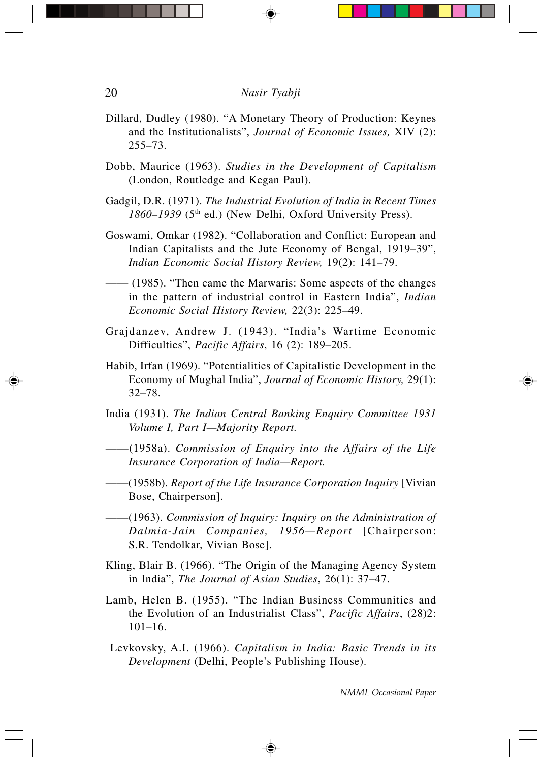Dillard, Dudley (1980). "A Monetary Theory of Production: Keynes and the Institutionalists", *Journal of Economic Issues,* XIV (2): 255–73.

Dobb, Maurice (1963). *Studies in the Development of Capitalism* (London, Routledge and Kegan Paul).

Gadgil, D.R. (1971). *The Industrial Evolution of India in Recent Times 1860–1939* (5th ed.) (New Delhi, Oxford University Press).

Goswami, Omkar (1982). "Collaboration and Conflict: European and Indian Capitalists and the Jute Economy of Bengal, 1919–39", *Indian Economic Social History Review,* 19(2): 141–79.

—— (1985). "Then came the Marwaris: Some aspects of the changes in the pattern of industrial control in Eastern India", *Indian Economic Social History Review,* 22(3): 225–49.

Grajdanzev, Andrew J. (1943). "India's Wartime Economic Difficulties", *Pacific Affairs*, 16 (2): 189–205.

Habib, Irfan (1969). "Potentialities of Capitalistic Development in the Economy of Mughal India", *Journal of Economic History,* 29(1): 32–78.

India (1931). *The Indian Central Banking Enquiry Committee 1931 Volume I, Part I—Majority Report.*

——(1958a). *Commission of Enquiry into the Affairs of the Life Insurance Corporation of India—Report.*

——(1958b). *Report of the Life Insurance Corporation Inquiry* [Vivian Bose, Chairperson].

——(1963). *Commission of Inquiry: Inquiry on the Administration of Dalmia-Jain Companies, 1956—Report* [Chairperson: S.R. Tendolkar, Vivian Bose].

Kling, Blair B. (1966). "The Origin of the Managing Agency System in India", *The Journal of Asian Studies*, 26(1): 37–47.

Lamb, Helen B. (1955). "The Indian Business Communities and the Evolution of an Industrialist Class", *Pacific Affairs*, (28)2: 101–16.

Levkovsky, A.I. (1966). *Capitalism in India: Basic Trends in its Development* (Delhi, People's Publishing House).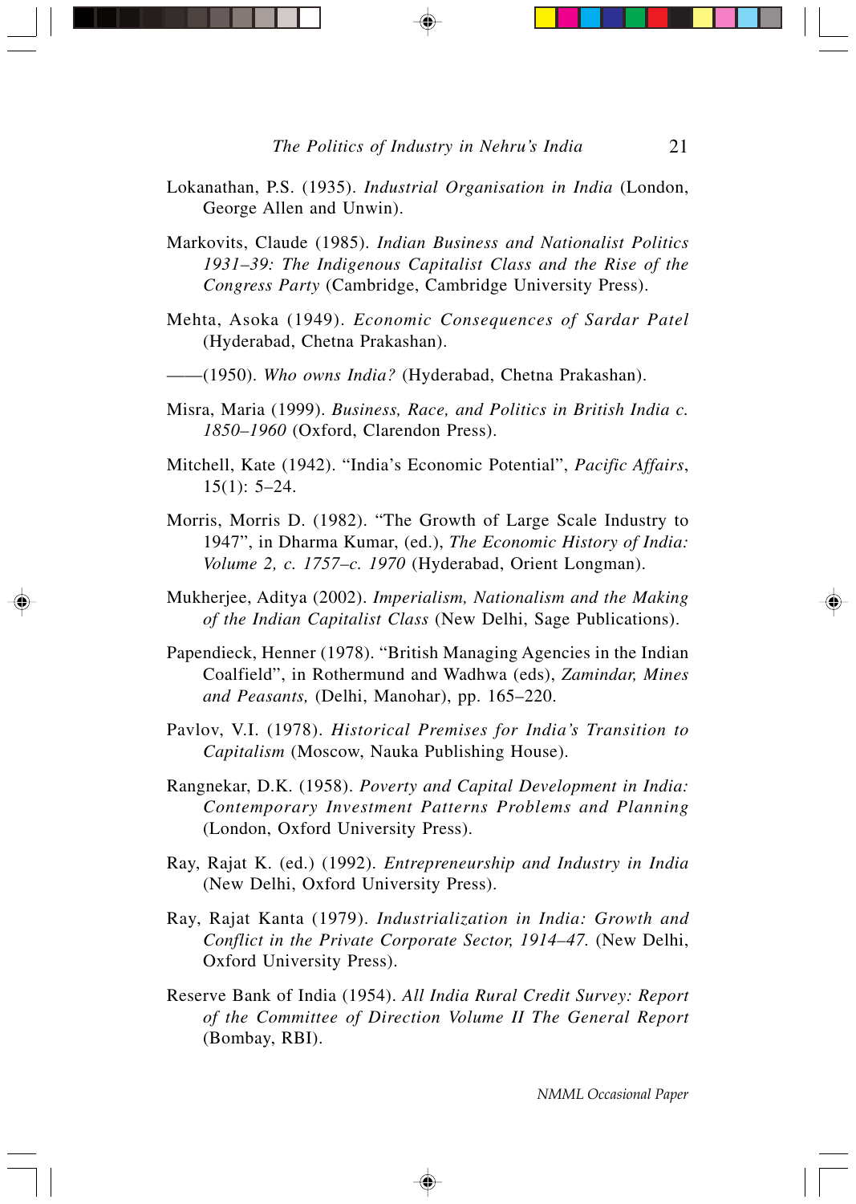Lokanathan, P.S. (1935). *Industrial Organisation in India* (London, George Allen and Unwin).

Markovits, Claude (1985). *Indian Business and Nationalist Politics 1931–39: The Indigenous Capitalist Class and the Rise of the Congress Party* (Cambridge, Cambridge University Press).

Mehta, Asoka (1949). *Economic Consequences of Sardar Patel* (Hyderabad, Chetna Prakashan).

——(1950). *Who owns India?* (Hyderabad, Chetna Prakashan).

Misra, Maria (1999). *Business, Race, and Politics in British India c. 1850–1960* (Oxford, Clarendon Press).

Mitchell, Kate (1942). "India's Economic Potential", *Pacific Affairs*, 15(1): 5–24.

Morris, Morris D. (1982). "The Growth of Large Scale Industry to 1947", in Dharma Kumar, (ed.), *The Economic History of India: Volume 2, c. 1757–c. 1970* (Hyderabad, Orient Longman).

Mukherjee, Aditya (2002). *Imperialism, Nationalism and the Making of the Indian Capitalist Class* (New Delhi, Sage Publications).

Papendieck, Henner (1978). "British Managing Agencies in the Indian Coalfield", in Rothermund and Wadhwa (eds), *Zamindar, Mines and Peasants,* (Delhi, Manohar), pp. 165–220.

Pavlov, V.I. (1978). *Historical Premises for India's Transition to Capitalism* (Moscow, Nauka Publishing House).

Rangnekar, D.K. (1958). *Poverty and Capital Development in India: Contemporary Investment Patterns Problems and Planning* (London, Oxford University Press).

Ray, Rajat K. (ed.) (1992). *Entrepreneurship and Industry in India* (New Delhi, Oxford University Press).

Ray, Rajat Kanta (1979). *Industrialization in India: Growth and Conflict in the Private Corporate Sector, 1914–47.* (New Delhi, Oxford University Press).

Reserve Bank of India (1954). *All India Rural Credit Survey: Report of the Committee of Direction Volume II The General Report* (Bombay, RBI).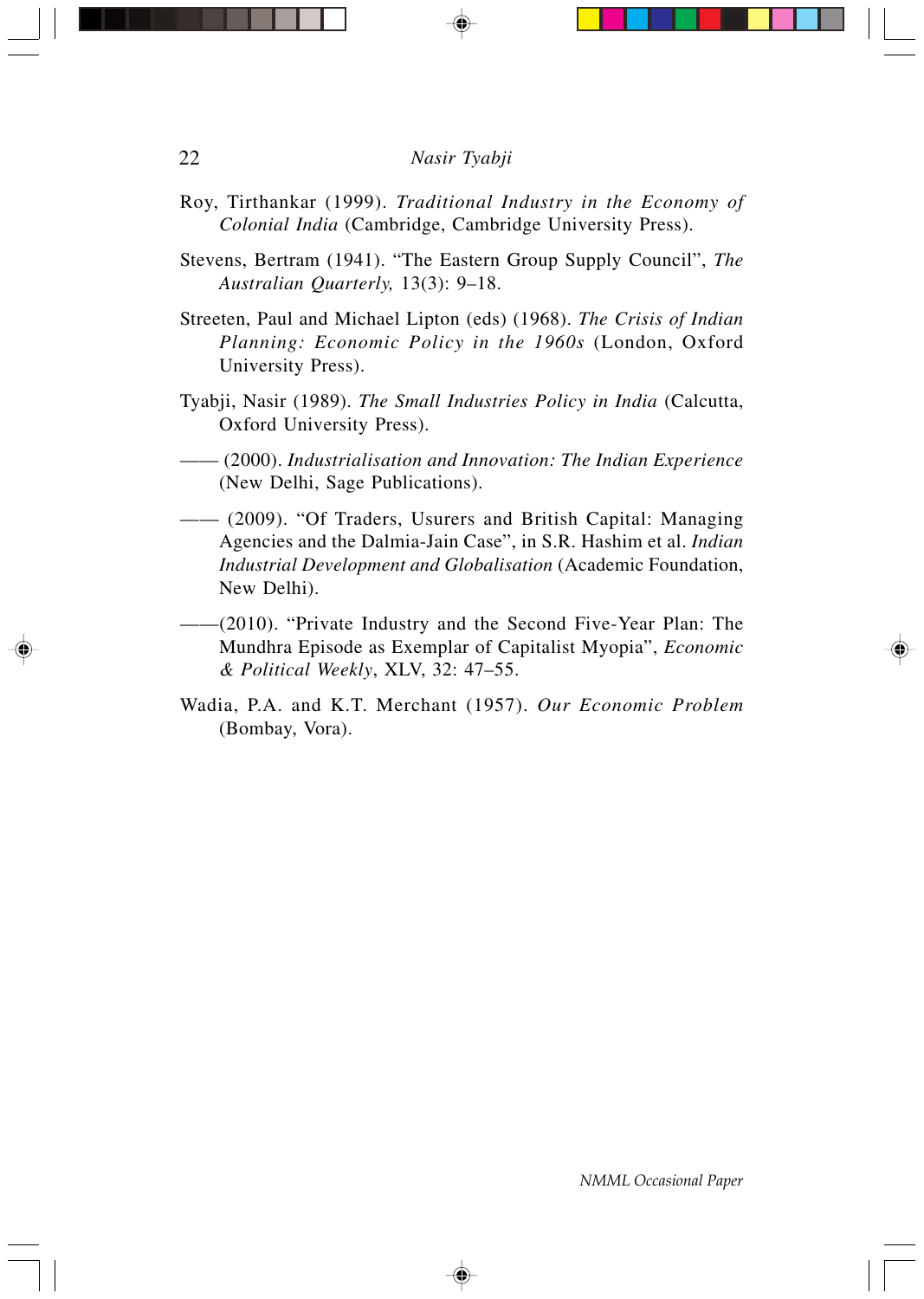Roy, Tirthankar (1999). *Traditional Industry in the Economy of Colonial India* (Cambridge, Cambridge University Press).

Stevens, Bertram (1941). "The Eastern Group Supply Council", *The Australian Quarterly,* 13(3): 9–18.

Streeten, Paul and Michael Lipton (eds) (1968). *The Crisis of Indian Planning: Economic Policy in the 1960s* (London, Oxford University Press).

Tyabji, Nasir (1989). *The Small Industries Policy in India* (Calcutta, Oxford University Press).

—— (2000). *Industrialisation and Innovation: The Indian Experience* (New Delhi, Sage Publications).

—— (2009). "Of Traders, Usurers and British Capital: Managing Agencies and the Dalmia-Jain Case", in S.R. Hashim et al. *Indian Industrial Development and Globalisation* (Academic Foundation, New Delhi).

——(2010). "Private Industry and the Second Five-Year Plan: The Mundhra Episode as Exemplar of Capitalist Myopia", *Economic & Political Weekly*, XLV, 32: 47–55.

Wadia, P.A. and K.T. Merchant (1957). *Our Economic Problem* (Bombay, Vora).